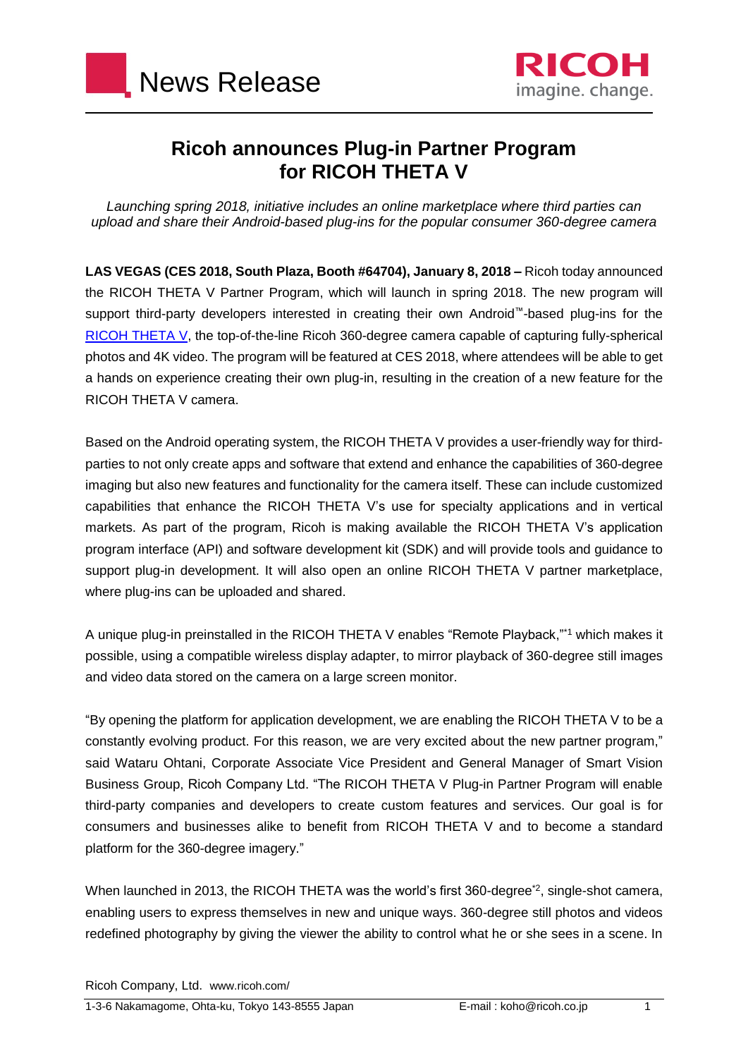News Release

# Ricoh announces Plug-in Partner Program for RICOH THETA V

*Launching spring 2018, initiative includes an online marketplace where third parties can upload and share their Android-based plug-ins for the popular consumer 360-degree camera*

**LAS VEGAS (CES 2018, South Plaza, Booth #64704), January 8, 2018 –** Ricoh today announced the RICOH THETA V Partner Program, which will launch in spring 2018. The new program will support third-party developers interested in creating their own Android™-based plug-ins for the RICOH THETA V, the top-of-the-line Ricoh 360-degree camera capable of capturing fully-spherical photos and 4K video. The program will be featured at CES 2018, where attendees will be able to get a hands on experience creating their own plug-in, resulting in the creation of a new feature for the RICOH THETA V camera.

Based on the Android operating system, the RICOH THETA V provides a user-friendly way for third-parties to not only create apps and software that extend and enhance the capabilities of 360-degree imaging but also new features and functionality for the camera itself. These can include customized capabilities that enhance the RICOH THETA V's use for specialty applications and in vertical markets. As part of the program, Ricoh is making available the RICOH THETA V's application program interface (API) and software development kit (SDK) and will provide tools and guidance to support plug-in development. It will also open an online RICOH THETA V partner marketplace, where plug-ins can be uploaded and shared.

A unique plug-in preinstalled in the RICOH THETA V enables "Remote Playback,"*1 which makes it possible, using a compatible wireless display adapter, to mirror playback of 360-degree still images and video data stored on the camera on a large screen monitor.

"By opening the platform for application development, we are enabling the RICOH THETA V to be a constantly evolving product. For this reason, we are very excited about the new partner program," said Wataru Ohtani, Corporate Associate Vice President and General Manager of Smart Vision Business Group, Ricoh Company Ltd. "The RICOH THETA V Plug-in Partner Program will enable third-party companies and developers to create custom features and services. Our goal is for consumers and businesses alike to benefit from RICOH THETA V and to become a standard platform for the 360-degree imagery."

When launched in 2013, the RICOH THETA was the world's first 360-degree*2, single-shot camera, enabling users to express themselves in new and unique ways. 360-degree still photos and videos redefined photography by giving the viewer the ability to control what he or she sees in a scene. In

Ricoh Company, Ltd. www.ricoh.com/

1-3-6 Nakamagome, Ohta-ku, Tokyo 143-8555 Japan E-mail : koho@ricoh.co.jp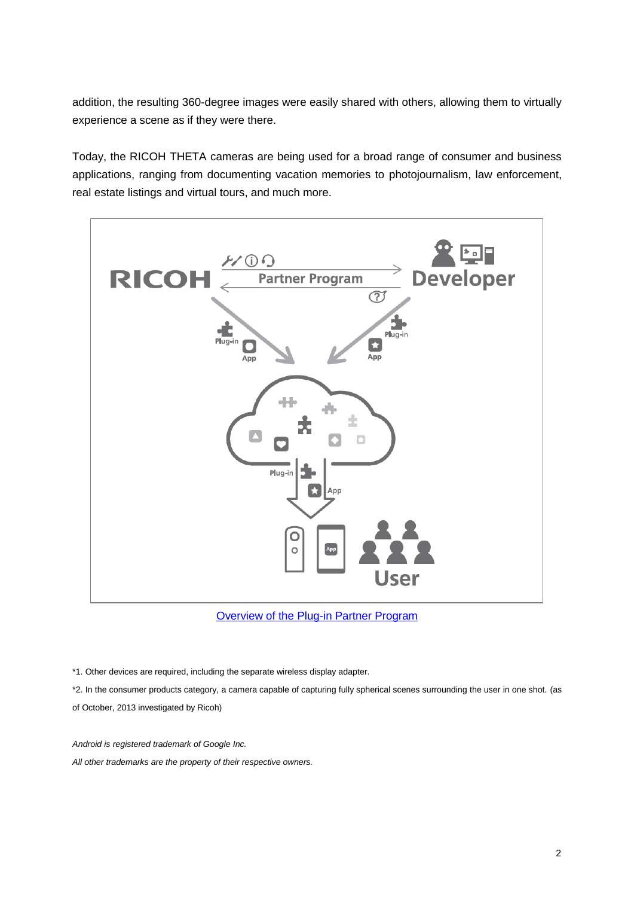addition, the resulting 360-degree images were easily shared with others, allowing them to virtually experience a scene as if they were there.

Today, the RICOH THETA cameras are being used for a broad range of consumer and business applications, ranging from documenting vacation memories to photojournalism, law enforcement, real estate listings and virtual tours, and much more.

[Overview of the Plug-in Partner Program]

*1. Other devices are required, including the separate wireless display adapter.

*2. In the consumer products category, a camera capable of capturing fully spherical scenes surrounding the user in one shot. (as of October, 2013 investigated by Ricoh)

*Android is registered trademark of Google Inc.*

*All other trademarks are the property of their respective owners.*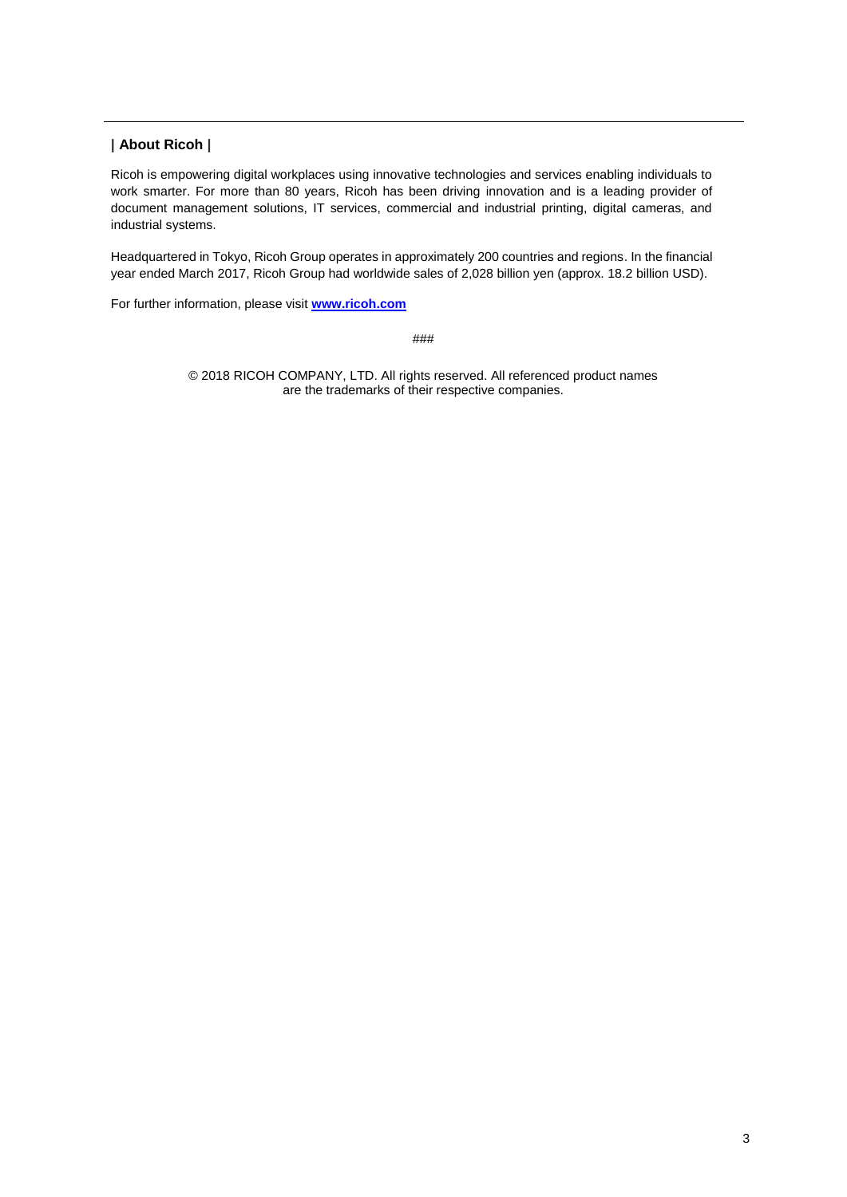## | About Ricoh |

Ricoh is empowering digital workplaces using innovative technologies and services enabling individuals to work smarter. For more than 80 years, Ricoh has been driving innovation and is a leading provider of document management solutions, IT services, commercial and industrial printing, digital cameras, and industrial systems.

Headquartered in Tokyo, Ricoh Group operates in approximately 200 countries and regions. In the financial year ended March 2017, Ricoh Group had worldwide sales of 2,028 billion yen (approx. 18.2 billion USD).

For further information, please visit **[www.ricoh.com](http://www.ricoh.com)**

###

© 2018 RICOH COMPANY, LTD. All rights reserved. All referenced product names are the trademarks of their respective companies.